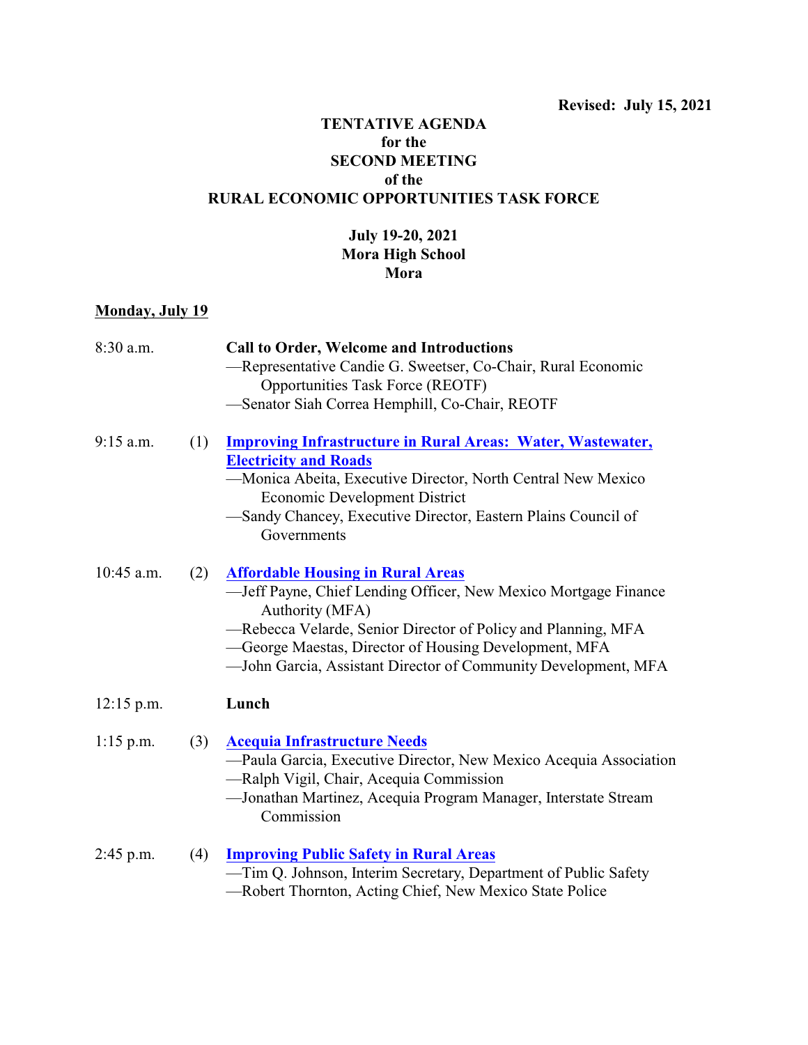**Revised: July 15, 2021**

# TENTATIVE AGENDA
## for the
## SECOND MEETING
## of the
## RURAL ECONOMIC OPPORTUNITIES TASK FORCE

**July 19-20, 2021**
**Mora High School**
**Mora**

**<u>Monday, July 19</u>**

8:30 a.m. **Call to Order, Welcome and Introductions**
—Representative Candie G. Sweetser, Co-Chair, Rural Economic Opportunities Task Force (REOTF)
—Senator Siah Correa Hemphill, Co-Chair, REOTF

9:15 a.m. (1) **Improving Infrastructure in Rural Areas: Water, Wastewater, Electricity and Roads**
—Monica Abeita, Executive Director, North Central New Mexico Economic Development District
—Sandy Chancey, Executive Director, Eastern Plains Council of Governments

10:45 a.m. (2) **Affordable Housing in Rural Areas**
—Jeff Payne, Chief Lending Officer, New Mexico Mortgage Finance Authority (MFA)
—Rebecca Velarde, Senior Director of Policy and Planning, MFA
—George Maestas, Director of Housing Development, MFA
—John Garcia, Assistant Director of Community Development, MFA

12:15 p.m. **Lunch**

1:15 p.m. (3) **Acequia Infrastructure Needs**
—Paula Garcia, Executive Director, New Mexico Acequia Association
—Ralph Vigil, Chair, Acequia Commission
—Jonathan Martinez, Acequia Program Manager, Interstate Stream Commission

2:45 p.m. (4) **Improving Public Safety in Rural Areas**
—Tim Q. Johnson, Interim Secretary, Department of Public Safety
—Robert Thornton, Acting Chief, New Mexico State Police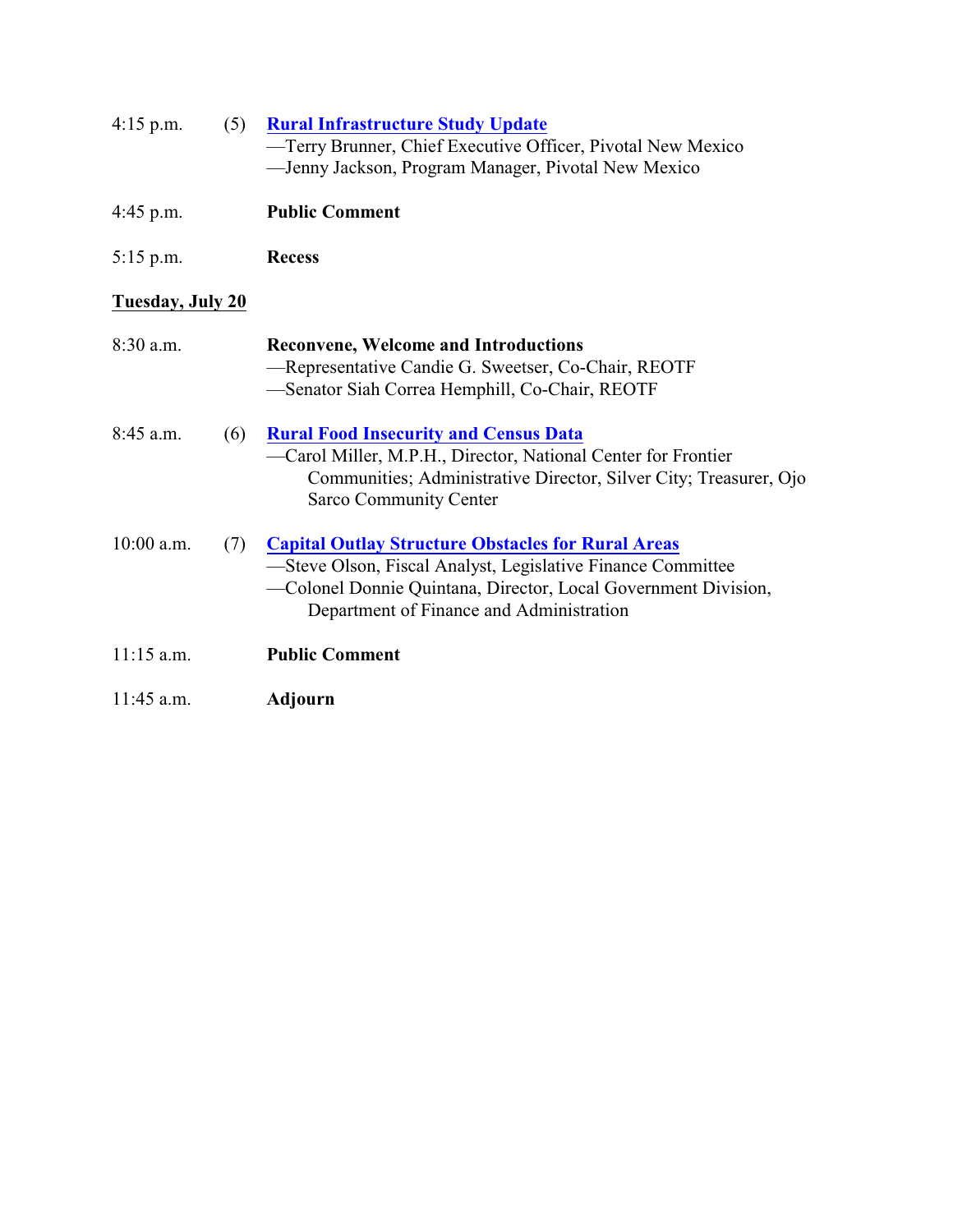4:15 p.m. (5) **Rural Infrastructure Study Update**
—Terry Brunner, Chief Executive Officer, Pivotal New Mexico
—Jenny Jackson, Program Manager, Pivotal New Mexico

4:45 p.m. **Public Comment**

5:15 p.m. **Recess**

**Tuesday, July 20**

8:30 a.m. **Reconvene, Welcome and Introductions**
—Representative Candie G. Sweetser, Co-Chair, REOTF
—Senator Siah Correa Hemphill, Co-Chair, REOTF

8:45 a.m. (6) **Rural Food Insecurity and Census Data**
—Carol Miller, M.P.H., Director, National Center for Frontier Communities; Administrative Director, Silver City; Treasurer, Ojo Sarco Community Center

10:00 a.m. (7) **Capital Outlay Structure Obstacles for Rural Areas**
—Steve Olson, Fiscal Analyst, Legislative Finance Committee
—Colonel Donnie Quintana, Director, Local Government Division, Department of Finance and Administration

11:15 a.m. **Public Comment**

11:45 a.m. **Adjourn**